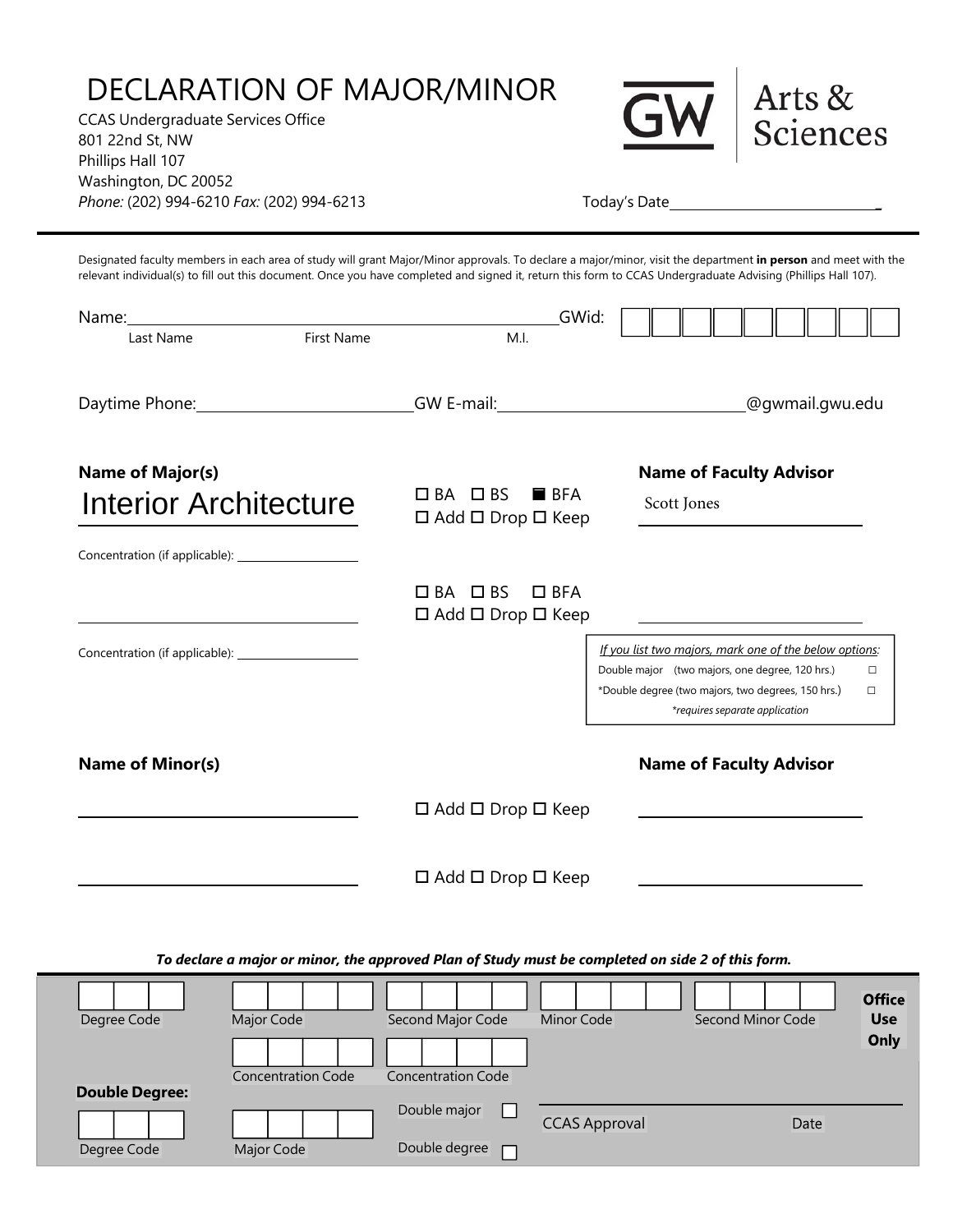# DECLARATION OF MAJOR/MINOR

CCAS Undergraduate Services Office
801 22nd St, NW
Phillips Hall 107
Washington, DC 20052
*Phone:* (202) 994-6210 *Fax:* (202) 994-6213

GW Arts & Sciences

Today's Date ______________________________

Designated faculty members in each area of study will grant Major/Minor approvals. To declare a major/minor, visit the department **in person** and meet with the relevant individual(s) to fill out this document. Once you have completed and signed it, return this form to CCAS Undergraduate Advising (Phillips Hall 107).

Name: ____________________________________________ GWid: ☐☐☐☐☐☐☐☐☐
Last Name First Name M.I.

Daytime Phone: ______________________ GW E-mail: ______________________@gwmail.gwu.edu

| **Name of Major(s)** | | **Name of Faculty Advisor** |
|---|---|---|
| Interior Architecture | ☐ BA ☐ BS ■ BFA<br>☐ Add ☐ Drop ☐ Keep | Scott Jones |
| Concentration (if applicable): ____________ | | |
| ______________________ | ☐ BA ☐ BS ☐ BFA<br>☐ Add ☐ Drop ☐ Keep | ______________________ |
| Concentration (if applicable): ____________ | | |

*If you list two majors, mark one of the below options:*
- Double major (two majors, one degree, 120 hrs.) ☐
- *Double degree (two majors, two degrees, 150 hrs.) ☐

*\*requires separate application*

| **Name of Minor(s)** | | **Name of Faculty Advisor** |
|---|---|---|
| ______________________ | ☐ Add ☐ Drop ☐ Keep | ______________________ |
| ______________________ | ☐ Add ☐ Drop ☐ Keep | ______________________ |

***To declare a major or minor, the approved Plan of Study must be completed on side 2 of this form.***

**Office Use Only**

Degree Code ☐☐☐ | Major Code ☐☐☐☐ | Second Major Code ☐☐☐☐ | Minor Code ☐☐☐☐ | Second Minor Code ☐☐☐☐

Concentration Code ☐☐☐☐ | Concentration Code ☐☐☐☐

**Double Degree:**

Degree Code ☐☐☐ | Major Code ☐☐☐☐

Double major ☐
Double degree ☐

CCAS Approval ______________________ Date ____________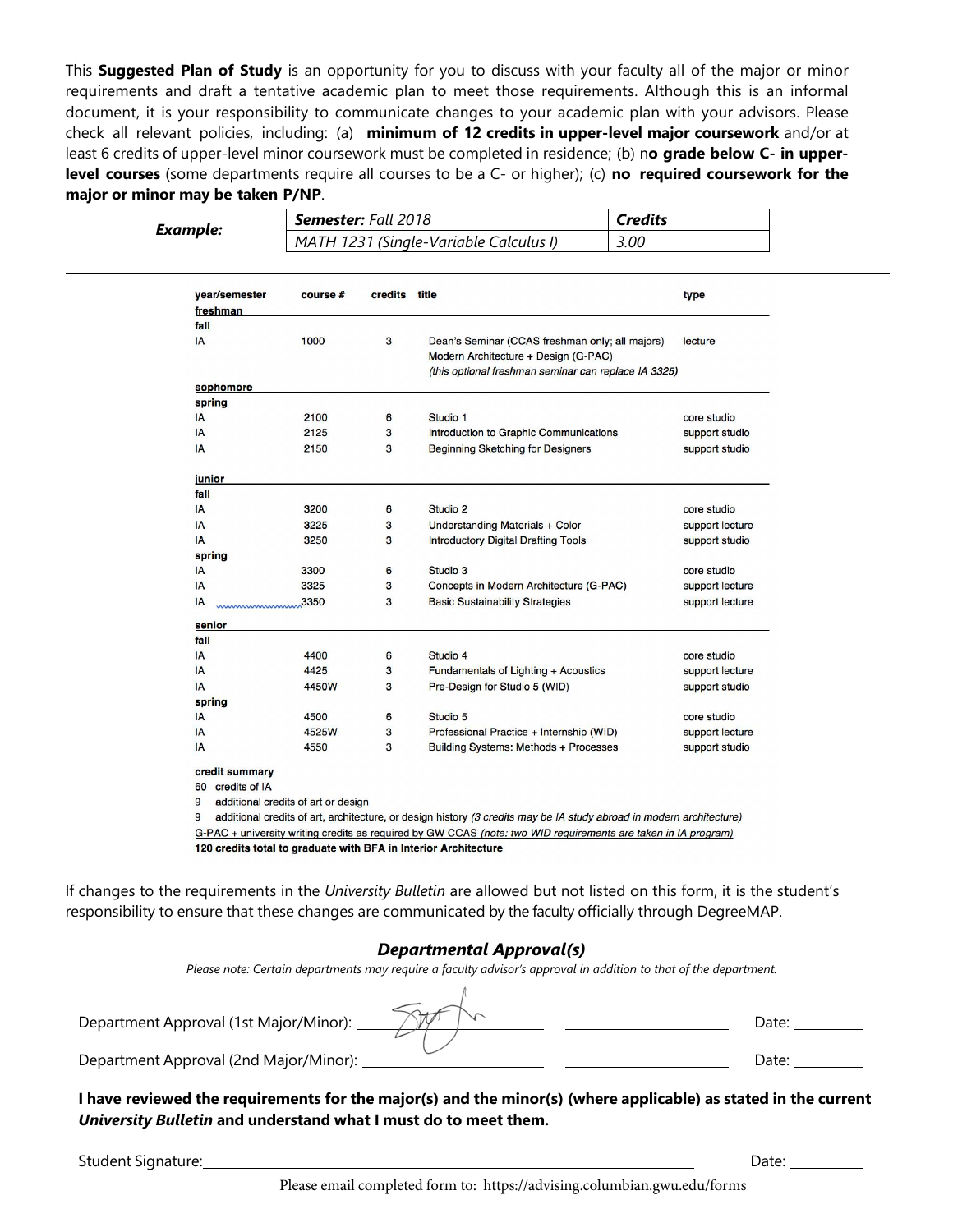This **Suggested Plan of Study** is an opportunity for you to discuss with your faculty all of the major or minor requirements and draft a tentative academic plan to meet those requirements. Although this is an informal document, it is your responsibility to communicate changes to your academic plan with your advisors. Please check all relevant policies, including: (a) **minimum of 12 credits in upper-level major coursework** and/or at least 6 credits of upper-level minor coursework must be completed in residence; (b) n**o grade below C- in upper-level courses** (some departments require all courses to be a C- or higher); (c) **no required coursework for the major or minor may be taken P/NP**.

***Example:***

| ***Semester:*** *Fall 2018* | ***Credits*** |
|---|---|
| *MATH 1231 (Single-Variable Calculus I)* | *3.00* |

---

| year/semester | course # | credits | title | type |
|---|---|---|---|---|
| **freshman** | | | | |
| **fall** | | | | |
| IA | 1000 | 3 | Dean's Seminar (CCAS freshman only; all majors) Modern Architecture + Design (G-PAC) *(this optional freshman seminar can replace IA 3325)* | lecture |
| **sophomore** | | | | |
| **spring** | | | | |
| IA | 2100 | 6 | Studio 1 | core studio |
| IA | 2125 | 3 | Introduction to Graphic Communications | support studio |
| IA | 2150 | 3 | Beginning Sketching for Designers | support studio |
| **junior** | | | | |
| **fall** | | | | |
| IA | 3200 | 6 | Studio 2 | core studio |
| IA | 3225 | 3 | Understanding Materials + Color | support lecture |
| IA | 3250 | 3 | Introductory Digital Drafting Tools | support studio |
| **spring** | | | | |
| IA | 3300 | 6 | Studio 3 | core studio |
| IA | 3325 | 3 | Concepts in Modern Architecture (G-PAC) | support lecture |
| IA | 3350 | 3 | Basic Sustainability Strategies | support lecture |
| **senior** | | | | |
| **fall** | | | | |
| IA | 4400 | 6 | Studio 4 | core studio |
| IA | 4425 | 3 | Fundamentals of Lighting + Acoustics | support lecture |
| IA | 4450W | 3 | Pre-Design for Studio 5 (WID) | support studio |
| **spring** | | | | |
| IA | 4500 | 6 | Studio 5 | core studio |
| IA | 4525W | 3 | Professional Practice + Internship (WID) | support lecture |
| IA | 4550 | 3 | Building Systems: Methods + Processes | support studio |

**credit summary**

60 credits of IA

9 additional credits of art or design

9 additional credits of art, architecture, or design history *(3 credits may be IA study abroad in modern architecture)*

G-PAC + university writing credits as required by GW CCAS *(note: two WID requirements are taken in IA program)*

**120 credits total to graduate with BFA in Interior Architecture**

If changes to the requirements in the *University Bulletin* are allowed but not listed on this form, it is the student's responsibility to ensure that these changes are communicated by the faculty officially through DegreeMAP.

### ***Departmental Approval(s)***

*Please note: Certain departments may require a faculty advisor's approval in addition to that of the department.*

Department Approval (1st Major/Minor): ______________________ ______________________ Date: __________

Department Approval (2nd Major/Minor): ______________________ ______________________ Date: __________

**I have reviewed the requirements for the major(s) and the minor(s) (where applicable) as stated in the current *University Bulletin* and understand what I must do to meet them.**

Student Signature: ______________________________________________ Date: __________

Please email completed form to: https://advising.columbian.gwu.edu/forms